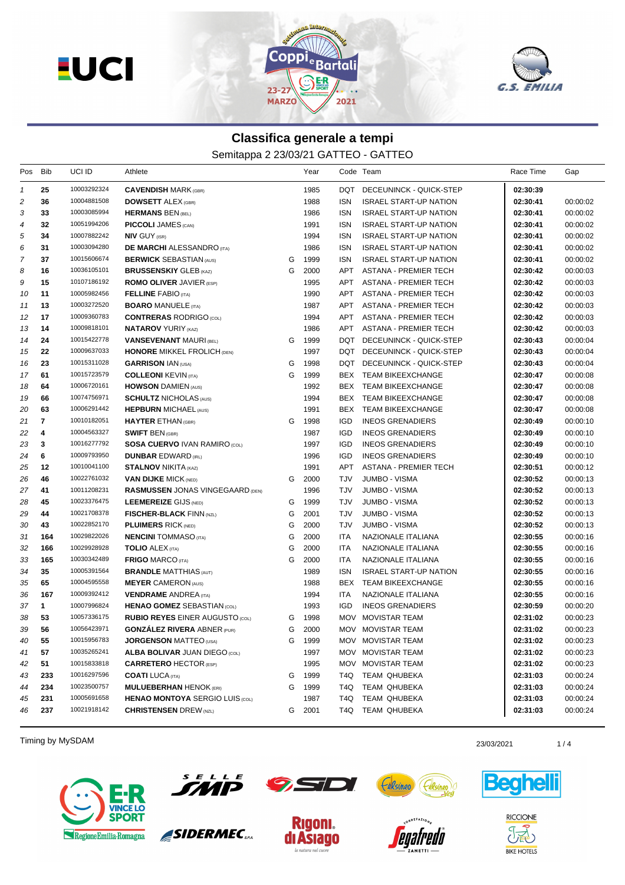# Classifica generale a tempi

## Semitappa 2 23/03/21 GATTEO - GATTEO

| Pos | Bib | UCI ID | Athlete | | Year | Code | Team | Race Time | Gap |
|---|---|---|---|---|---|---|---|---|---|
| 1 | 25 | 10003292324 | **CAVENDISH** MARK (GBR) | | 1985 | DQT | DECEUNINCK - QUICK-STEP | **02:30:39** | |
| 2 | 36 | 10004881508 | **DOWSETT** ALEX (GBR) | | 1988 | ISN | ISRAEL START-UP NATION | **02:30:41** | 00:00:02 |
| 3 | 33 | 10003085994 | **HERMANS** BEN (BEL) | | 1986 | ISN | ISRAEL START-UP NATION | **02:30:41** | 00:00:02 |
| 4 | 32 | 10051994206 | **PICCOLI** JAMES (CAN) | | 1991 | ISN | ISRAEL START-UP NATION | **02:30:41** | 00:00:02 |
| 5 | 34 | 10007882242 | **NIV** GUY (ISR) | | 1994 | ISN | ISRAEL START-UP NATION | **02:30:41** | 00:00:02 |
| 6 | 31 | 10003094280 | **DE MARCHI** ALESSANDRO (ITA) | | 1986 | ISN | ISRAEL START-UP NATION | **02:30:41** | 00:00:02 |
| 7 | 37 | 10015606674 | **BERWICK** SEBASTIAN (AUS) | G | 1999 | ISN | ISRAEL START-UP NATION | **02:30:41** | 00:00:02 |
| 8 | 16 | 10036105101 | **BRUSSENSKIY** GLEB (KAZ) | G | 2000 | APT | ASTANA - PREMIER TECH | **02:30:42** | 00:00:03 |
| 9 | 15 | 10107186192 | **ROMO OLIVER** JAVIER (ESP) | | 1995 | APT | ASTANA - PREMIER TECH | **02:30:42** | 00:00:03 |
| 10 | 11 | 10005982456 | **FELLINE** FABIO (ITA) | | 1990 | APT | ASTANA - PREMIER TECH | **02:30:42** | 00:00:03 |
| 11 | 13 | 10003272520 | **BOARO** MANUELE (ITA) | | 1987 | APT | ASTANA - PREMIER TECH | **02:30:42** | 00:00:03 |
| 12 | 17 | 10009360783 | **CONTRERAS** RODRIGO (COL) | | 1994 | APT | ASTANA - PREMIER TECH | **02:30:42** | 00:00:03 |
| 13 | 14 | 10009818101 | **NATAROV** YURIY (KAZ) | | 1986 | APT | ASTANA - PREMIER TECH | **02:30:42** | 00:00:03 |
| 14 | 24 | 10015422778 | **VANSEVENANT** MAURI (BEL) | G | 1999 | DQT | DECEUNINCK - QUICK-STEP | **02:30:43** | 00:00:04 |
| 15 | 22 | 10009637033 | **HONORE** MIKKEL FROLICH (DEN) | | 1997 | DQT | DECEUNINCK - QUICK-STEP | **02:30:43** | 00:00:04 |
| 16 | 23 | 10015311028 | **GARRISON** IAN (USA) | G | 1998 | DQT | DECEUNINCK - QUICK-STEP | **02:30:43** | 00:00:04 |
| 17 | 61 | 10015723579 | **COLLEONI** KEVIN (ITA) | G | 1999 | BEX | TEAM BIKEEXCHANGE | **02:30:47** | 00:00:08 |
| 18 | 64 | 10006720161 | **HOWSON** DAMIEN (AUS) | | 1992 | BEX | TEAM BIKEEXCHANGE | **02:30:47** | 00:00:08 |
| 19 | 66 | 10074756971 | **SCHULTZ** NICHOLAS (AUS) | | 1994 | BEX | TEAM BIKEEXCHANGE | **02:30:47** | 00:00:08 |
| 20 | 63 | 10006291442 | **HEPBURN** MICHAEL (AUS) | | 1991 | BEX | TEAM BIKEEXCHANGE | **02:30:47** | 00:00:08 |
| 21 | 7 | 10010182051 | **HAYTER** ETHAN (GBR) | G | 1998 | IGD | INEOS GRENADIERS | **02:30:49** | 00:00:10 |
| 22 | 4 | 10004563327 | **SWIFT** BEN (GBR) | | 1987 | IGD | INEOS GRENADIERS | **02:30:49** | 00:00:10 |
| 23 | 3 | 10016277792 | **SOSA CUERVO** IVAN RAMIRO (COL) | | 1997 | IGD | INEOS GRENADIERS | **02:30:49** | 00:00:10 |
| 24 | 6 | 10009793950 | **DUNBAR** EDWARD (IRL) | | 1996 | IGD | INEOS GRENADIERS | **02:30:49** | 00:00:10 |
| 25 | 12 | 10010041100 | **STALNOV** NIKITA (KAZ) | | 1991 | APT | ASTANA - PREMIER TECH | **02:30:51** | 00:00:12 |
| 26 | 46 | 10022761032 | **VAN DIJKE** MICK (NED) | G | 2000 | TJV | JUMBO - VISMA | **02:30:52** | 00:00:13 |
| 27 | 41 | 10011208231 | **RASMUSSEN** JONAS VINGEGAARD (DEN) | | 1996 | TJV | JUMBO - VISMA | **02:30:52** | 00:00:13 |
| 28 | 45 | 10023376475 | **LEEMEREIZE** GIJS (NED) | G | 1999 | TJV | JUMBO - VISMA | **02:30:52** | 00:00:13 |
| 29 | 44 | 10021708378 | **FISCHER-BLACK** FINN (NZL) | G | 2001 | TJV | JUMBO - VISMA | **02:30:52** | 00:00:13 |
| 30 | 43 | 10022852170 | **PLUIMERS** RICK (NED) | G | 2000 | TJV | JUMBO - VISMA | **02:30:52** | 00:00:13 |
| 31 | 164 | 10029822026 | **NENCINI** TOMMASO (ITA) | G | 2000 | ITA | NAZIONALE ITALIANA | **02:30:55** | 00:00:16 |
| 32 | 166 | 10029928928 | **TOLIO** ALEX (ITA) | G | 2000 | ITA | NAZIONALE ITALIANA | **02:30:55** | 00:00:16 |
| 33 | 165 | 10030342489 | **FRIGO** MARCO (ITA) | G | 2000 | ITA | NAZIONALE ITALIANA | **02:30:55** | 00:00:16 |
| 34 | 35 | 10005391564 | **BRANDLE** MATTHIAS (AUT) | | 1989 | ISN | ISRAEL START-UP NATION | **02:30:55** | 00:00:16 |
| 35 | 65 | 10004595558 | **MEYER** CAMERON (AUS) | | 1988 | BEX | TEAM BIKEEXCHANGE | **02:30:55** | 00:00:16 |
| 36 | 167 | 10009392412 | **VENDRAME** ANDREA (ITA) | | 1994 | ITA | NAZIONALE ITALIANA | **02:30:55** | 00:00:16 |
| 37 | 1 | 10007996824 | **HENAO GOMEZ** SEBASTIAN (COL) | | 1993 | IGD | INEOS GRENADIERS | **02:30:59** | 00:00:20 |
| 38 | 53 | 10057336175 | **RUBIO REYES** EINER AUGUSTO (COL) | G | 1998 | MOV | MOVISTAR TEAM | **02:31:02** | 00:00:23 |
| 39 | 56 | 10056423971 | **GONZÁLEZ RIVERA** ABNER (PUR) | G | 2000 | MOV | MOVISTAR TEAM | **02:31:02** | 00:00:23 |
| 40 | 55 | 10015956783 | **JORGENSON** MATTEO (USA) | G | 1999 | MOV | MOVISTAR TEAM | **02:31:02** | 00:00:23 |
| 41 | 57 | 10035265241 | **ALBA BOLIVAR** JUAN DIEGO (COL) | | 1997 | MOV | MOVISTAR TEAM | **02:31:02** | 00:00:23 |
| 42 | 51 | 10015833818 | **CARRETERO** HECTOR (ESP) | | 1995 | MOV | MOVISTAR TEAM | **02:31:02** | 00:00:23 |
| 43 | 233 | 10016297596 | **COATI** LUCA (ITA) | G | 1999 | T4Q | TEAM QHUBEKA | **02:31:03** | 00:00:24 |
| 44 | 234 | 10023500757 | **MULUEBERHAN** HENOK (ERI) | G | 1999 | T4Q | TEAM QHUBEKA | **02:31:03** | 00:00:24 |
| 45 | 231 | 10005691658 | **HENAO MONTOYA** SERGIO LUIS (COL) | | 1987 | T4Q | TEAM QHUBEKA | **02:31:03** | 00:00:24 |
| 46 | 237 | 10021918142 | **CHRISTENSEN** DREW (NZL) | G | 2001 | T4Q | TEAM QHUBEKA | **02:31:03** | 00:00:24 |

Timing by MySDAM

23/03/2021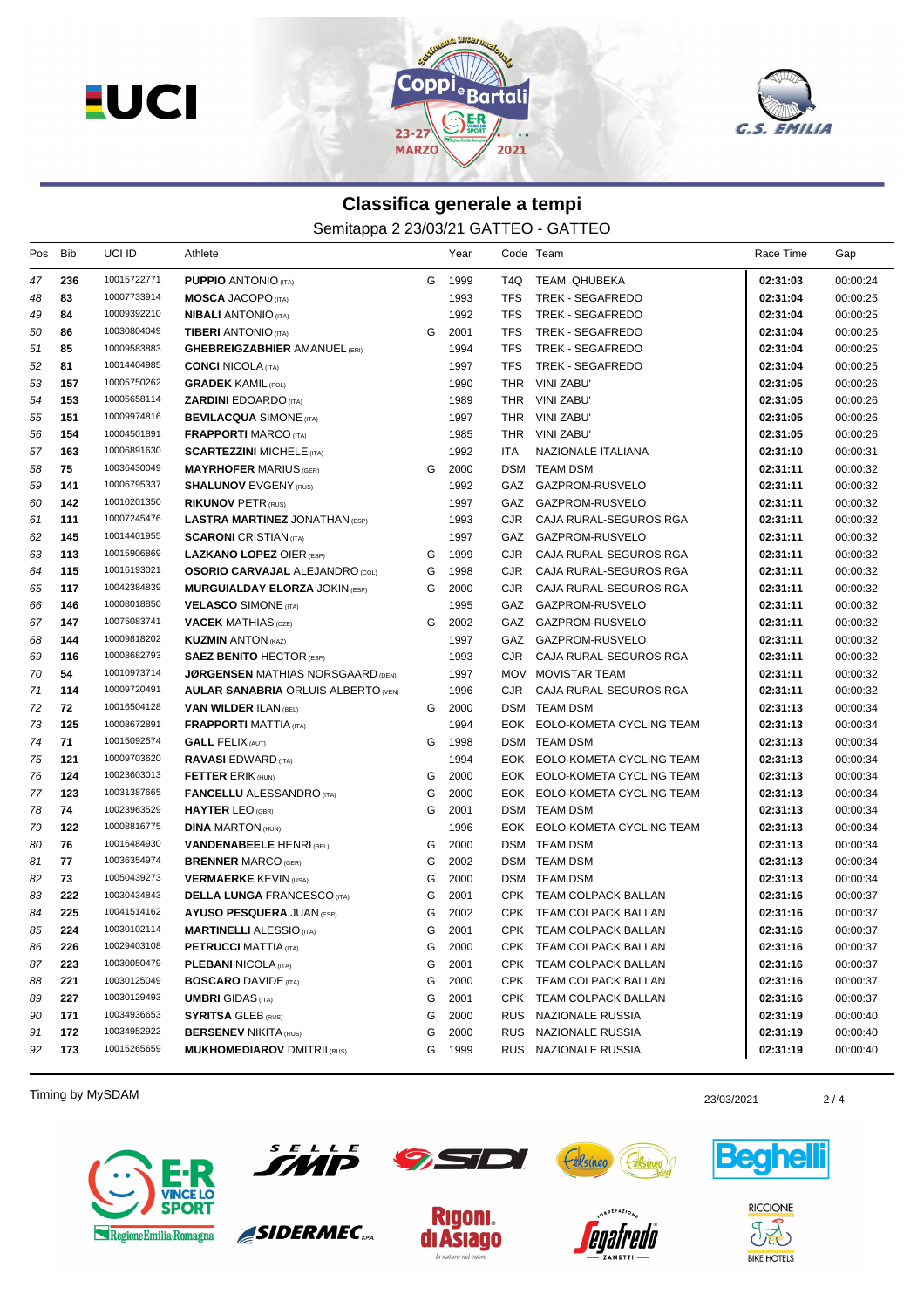## Classifica generale a tempi

Semitappa 2 23/03/21 GATTEO - GATTEO

| Pos | Bib | UCI ID | Athlete | | Year | Code | Team | Race Time | Gap |
|---|---|---|---|---|---|---|---|---|---|
| 47 | 236 | 10015722771 | **PUPPIO** ANTONIO (ITA) | G | 1999 | T4Q | TEAM QHUBEKA | **02:31:03** | 00:00:24 |
| 48 | 83 | 10007733914 | **MOSCA** JACOPO (ITA) | | 1993 | TFS | TREK - SEGAFREDO | **02:31:04** | 00:00:25 |
| 49 | 84 | 10009392210 | **NIBALI** ANTONIO (ITA) | | 1992 | TFS | TREK - SEGAFREDO | **02:31:04** | 00:00:25 |
| 50 | 86 | 10030804049 | **TIBERI** ANTONIO (ITA) | G | 2001 | TFS | TREK - SEGAFREDO | **02:31:04** | 00:00:25 |
| 51 | 85 | 10009583883 | **GHEBREIGZABHIER** AMANUEL (ERI) | | 1994 | TFS | TREK - SEGAFREDO | **02:31:04** | 00:00:25 |
| 52 | 81 | 10014404985 | **CONCI** NICOLA (ITA) | | 1997 | TFS | TREK - SEGAFREDO | **02:31:04** | 00:00:25 |
| 53 | 157 | 10005750262 | **GRADEK** KAMIL (POL) | | 1990 | THR | VINI ZABU' | **02:31:05** | 00:00:26 |
| 54 | 153 | 10005658114 | **ZARDINI** EDOARDO (ITA) | | 1989 | THR | VINI ZABU' | **02:31:05** | 00:00:26 |
| 55 | 151 | 10009974816 | **BEVILACQUA** SIMONE (ITA) | | 1997 | THR | VINI ZABU' | **02:31:05** | 00:00:26 |
| 56 | 154 | 10004501891 | **FRAPPORTI** MARCO (ITA) | | 1985 | THR | VINI ZABU' | **02:31:05** | 00:00:26 |
| 57 | 163 | 10006891630 | **SCARTEZZINI** MICHELE (ITA) | | 1992 | ITA | NAZIONALE ITALIANA | **02:31:10** | 00:00:31 |
| 58 | 75 | 10036430049 | **MAYRHOFER** MARIUS (GER) | G | 2000 | DSM | TEAM DSM | **02:31:11** | 00:00:32 |
| 59 | 141 | 10006795337 | **SHALUNOV** EVGENY (RUS) | | 1992 | GAZ | GAZPROM-RUSVELO | **02:31:11** | 00:00:32 |
| 60 | 142 | 10010201350 | **RIKUNOV** PETR (RUS) | | 1997 | GAZ | GAZPROM-RUSVELO | **02:31:11** | 00:00:32 |
| 61 | 111 | 10007245476 | **LASTRA MARTINEZ** JONATHAN (ESP) | | 1993 | CJR | CAJA RURAL-SEGUROS RGA | **02:31:11** | 00:00:32 |
| 62 | 145 | 10014401955 | **SCARONI** CRISTIAN (ITA) | | 1997 | GAZ | GAZPROM-RUSVELO | **02:31:11** | 00:00:32 |
| 63 | 113 | 10015906869 | **LAZKANO LOPEZ** OIER (ESP) | G | 1999 | CJR | CAJA RURAL-SEGUROS RGA | **02:31:11** | 00:00:32 |
| 64 | 115 | 10016193021 | **OSORIO CARVAJAL** ALEJANDRO (COL) | G | 1998 | CJR | CAJA RURAL-SEGUROS RGA | **02:31:11** | 00:00:32 |
| 65 | 117 | 10042384839 | **MURGUIALDAY ELORZA** JOKIN (ESP) | G | 2000 | CJR | CAJA RURAL-SEGUROS RGA | **02:31:11** | 00:00:32 |
| 66 | 146 | 10008018850 | **VELASCO** SIMONE (ITA) | | 1995 | GAZ | GAZPROM-RUSVELO | **02:31:11** | 00:00:32 |
| 67 | 147 | 10075083741 | **VACEK** MATHIAS (CZE) | G | 2002 | GAZ | GAZPROM-RUSVELO | **02:31:11** | 00:00:32 |
| 68 | 144 | 10009818202 | **KUZMIN** ANTON (KAZ) | | 1997 | GAZ | GAZPROM-RUSVELO | **02:31:11** | 00:00:32 |
| 69 | 116 | 10008682793 | **SAEZ BENITO** HECTOR (ESP) | | 1993 | CJR | CAJA RURAL-SEGUROS RGA | **02:31:11** | 00:00:32 |
| 70 | 54 | 10010973714 | **JØRGENSEN** MATHIAS NORSGAARD (DEN) | | 1997 | MOV | MOVISTAR TEAM | **02:31:11** | 00:00:32 |
| 71 | 114 | 10009720491 | **AULAR SANABRIA** ORLUIS ALBERTO (VEN) | | 1996 | CJR | CAJA RURAL-SEGUROS RGA | **02:31:11** | 00:00:32 |
| 72 | 72 | 10016504128 | **VAN WILDER** ILAN (BEL) | G | 2000 | DSM | TEAM DSM | **02:31:13** | 00:00:34 |
| 73 | 125 | 10008672891 | **FRAPPORTI** MATTIA (ITA) | | 1994 | EOK | EOLO-KOMETA CYCLING TEAM | **02:31:13** | 00:00:34 |
| 74 | 71 | 10015092574 | **GALL** FELIX (AUT) | G | 1998 | DSM | TEAM DSM | **02:31:13** | 00:00:34 |
| 75 | 121 | 10009703620 | **RAVASI** EDWARD (ITA) | | 1994 | EOK | EOLO-KOMETA CYCLING TEAM | **02:31:13** | 00:00:34 |
| 76 | 124 | 10023603013 | **FETTER** ERIK (HUN) | G | 2000 | EOK | EOLO-KOMETA CYCLING TEAM | **02:31:13** | 00:00:34 |
| 77 | 123 | 10031387665 | **FANCELLU** ALESSANDRO (ITA) | G | 2000 | EOK | EOLO-KOMETA CYCLING TEAM | **02:31:13** | 00:00:34 |
| 78 | 74 | 10023963529 | **HAYTER** LEO (GBR) | G | 2001 | DSM | TEAM DSM | **02:31:13** | 00:00:34 |
| 79 | 122 | 10008816775 | **DINA** MARTON (HUN) | | 1996 | EOK | EOLO-KOMETA CYCLING TEAM | **02:31:13** | 00:00:34 |
| 80 | 76 | 10016484930 | **VANDENABEELE** HENRI (BEL) | G | 2000 | DSM | TEAM DSM | **02:31:13** | 00:00:34 |
| 81 | 77 | 10036354974 | **BRENNER** MARCO (GER) | G | 2002 | DSM | TEAM DSM | **02:31:13** | 00:00:34 |
| 82 | 73 | 10050439273 | **VERMAERKE** KEVIN (USA) | G | 2000 | DSM | TEAM DSM | **02:31:13** | 00:00:34 |
| 83 | 222 | 10030434843 | **DELLA LUNGA** FRANCESCO (ITA) | G | 2001 | CPK | TEAM COLPACK BALLAN | **02:31:16** | 00:00:37 |
| 84 | 225 | 10041514162 | **AYUSO PESQUERA** JUAN (ESP) | G | 2002 | CPK | TEAM COLPACK BALLAN | **02:31:16** | 00:00:37 |
| 85 | 224 | 10030102114 | **MARTINELLI** ALESSIO (ITA) | G | 2001 | CPK | TEAM COLPACK BALLAN | **02:31:16** | 00:00:37 |
| 86 | 226 | 10029403108 | **PETRUCCI** MATTIA (ITA) | G | 2000 | CPK | TEAM COLPACK BALLAN | **02:31:16** | 00:00:37 |
| 87 | 223 | 10030050479 | **PLEBANI** NICOLA (ITA) | G | 2001 | CPK | TEAM COLPACK BALLAN | **02:31:16** | 00:00:37 |
| 88 | 221 | 10030125049 | **BOSCARO** DAVIDE (ITA) | G | 2000 | CPK | TEAM COLPACK BALLAN | **02:31:16** | 00:00:37 |
| 89 | 227 | 10030129493 | **UMBRI** GIDAS (ITA) | G | 2001 | CPK | TEAM COLPACK BALLAN | **02:31:16** | 00:00:37 |
| 90 | 171 | 10034936653 | **SYRITSA** GLEB (RUS) | G | 2000 | RUS | NAZIONALE RUSSIA | **02:31:19** | 00:00:40 |
| 91 | 172 | 10034952922 | **BERSENEV** NIKITA (RUS) | G | 2000 | RUS | NAZIONALE RUSSIA | **02:31:19** | 00:00:40 |
| 92 | 173 | 10015265659 | **MUKHOMEDIAROV** DMITRII (RUS) | G | 1999 | RUS | NAZIONALE RUSSIA | **02:31:19** | 00:00:40 |

Timing by MySDAM

23/03/2021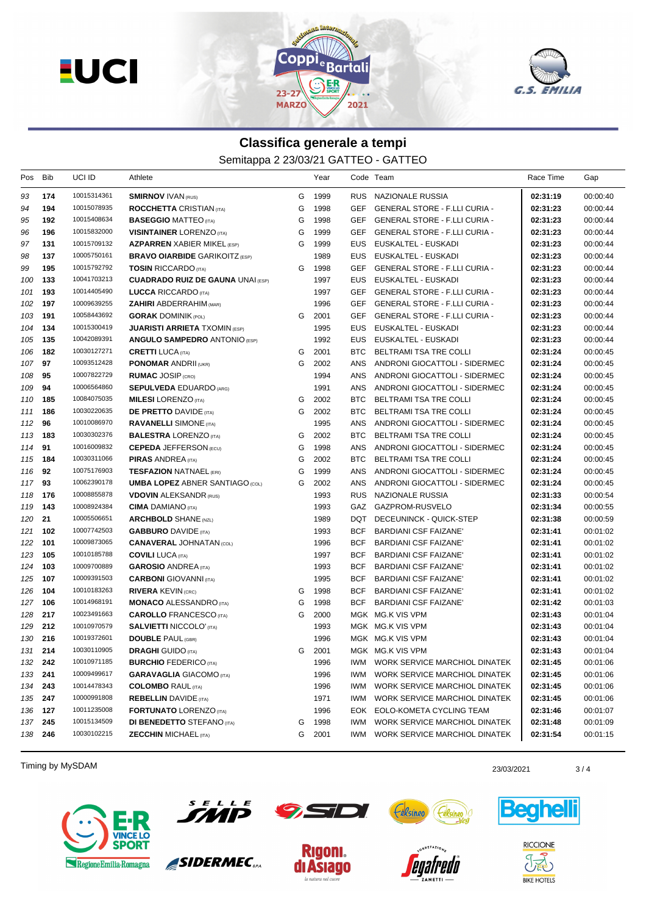# Classifica generale a tempi

Semitappa 2 23/03/21 GATTEO - GATTEO

| Pos | Bib | UCI ID | Athlete | | Year | Code | Team | Race Time | Gap |
|---|---|---|---|---|---|---|---|---|---|
| 93 | 174 | 10015314361 | **SMIRNOV** IVAN (RUS) | G | 1999 | RUS | NAZIONALE RUSSIA | 02:31:19 | 00:00:40 |
| 94 | 194 | 10015078935 | **ROCCHETTA** CRISTIAN (ITA) | G | 1998 | GEF | GENERAL STORE - F.LLI CURIA - | 02:31:23 | 00:00:44 |
| 95 | 192 | 10015408634 | **BASEGGIO** MATTEO (ITA) | G | 1998 | GEF | GENERAL STORE - F.LLI CURIA - | 02:31:23 | 00:00:44 |
| 96 | 196 | 10015832000 | **VISINTAINER** LORENZO (ITA) | G | 1999 | GEF | GENERAL STORE - F.LLI CURIA - | 02:31:23 | 00:00:44 |
| 97 | 131 | 10015709132 | **AZPARREN** XABIER MIKEL (ESP) | G | 1999 | EUS | EUSKALTEL - EUSKADI | 02:31:23 | 00:00:44 |
| 98 | 137 | 10005750161 | **BRAVO OIARBIDE** GARIKOITZ (ESP) | | 1989 | EUS | EUSKALTEL - EUSKADI | 02:31:23 | 00:00:44 |
| 99 | 195 | 10015792792 | **TOSIN** RICCARDO (ITA) | G | 1998 | GEF | GENERAL STORE - F.LLI CURIA - | 02:31:23 | 00:00:44 |
| 100 | 133 | 10041703213 | **CUADRADO RUIZ DE GAUNA** UNAI (ESP) | | 1997 | EUS | EUSKALTEL - EUSKADI | 02:31:23 | 00:00:44 |
| 101 | 193 | 10014405490 | **LUCCA** RICCARDO (ITA) | | 1997 | GEF | GENERAL STORE - F.LLI CURIA - | 02:31:23 | 00:00:44 |
| 102 | 197 | 10009639255 | **ZAHIRI** ABDERRAHIM (MAR) | | 1996 | GEF | GENERAL STORE - F.LLI CURIA - | 02:31:23 | 00:00:44 |
| 103 | 191 | 10058443692 | **GORAK** DOMINIK (POL) | G | 2001 | GEF | GENERAL STORE - F.LLI CURIA - | 02:31:23 | 00:00:44 |
| 104 | 134 | 10015300419 | **JUARISTI ARRIETA** TXOMIN (ESP) | | 1995 | EUS | EUSKALTEL - EUSKADI | 02:31:23 | 00:00:44 |
| 105 | 135 | 10042089391 | **ANGULO SAMPEDRO** ANTONIO (ESP) | | 1992 | EUS | EUSKALTEL - EUSKADI | 02:31:23 | 00:00:44 |
| 106 | 182 | 10030127271 | **CRETTI** LUCA (ITA) | G | 2001 | BTC | BELTRAMI TSA TRE COLLI | 02:31:24 | 00:00:45 |
| 107 | 97 | 10093512428 | **PONOMAR** ANDRII (UKR) | G | 2002 | ANS | ANDRONI GIOCATTOLI - SIDERMEC | 02:31:24 | 00:00:45 |
| 108 | 95 | 10007822729 | **RUMAC** JOSIP (CRO) | | 1994 | ANS | ANDRONI GIOCATTOLI - SIDERMEC | 02:31:24 | 00:00:45 |
| 109 | 94 | 10006564860 | **SEPULVEDA** EDUARDO (ARG) | | 1991 | ANS | ANDRONI GIOCATTOLI - SIDERMEC | 02:31:24 | 00:00:45 |
| 110 | 185 | 10084075035 | **MILESI** LORENZO (ITA) | G | 2002 | BTC | BELTRAMI TSA TRE COLLI | 02:31:24 | 00:00:45 |
| 111 | 186 | 10030220635 | **DE PRETTO** DAVIDE (ITA) | G | 2002 | BTC | BELTRAMI TSA TRE COLLI | 02:31:24 | 00:00:45 |
| 112 | 96 | 10010086970 | **RAVANELLI** SIMONE (ITA) | | 1995 | ANS | ANDRONI GIOCATTOLI - SIDERMEC | 02:31:24 | 00:00:45 |
| 113 | 183 | 10030302376 | **BALESTRA** LORENZO (ITA) | G | 2002 | BTC | BELTRAMI TSA TRE COLLI | 02:31:24 | 00:00:45 |
| 114 | 91 | 10016009832 | **CEPEDA** JEFFERSON (ECU) | G | 1998 | ANS | ANDRONI GIOCATTOLI - SIDERMEC | 02:31:24 | 00:00:45 |
| 115 | 184 | 10030311066 | **PIRAS** ANDREA (ITA) | G | 2002 | BTC | BELTRAMI TSA TRE COLLI | 02:31:24 | 00:00:45 |
| 116 | 92 | 10075176903 | **TESFAZION** NATNAEL (ERI) | G | 1999 | ANS | ANDRONI GIOCATTOLI - SIDERMEC | 02:31:24 | 00:00:45 |
| 117 | 93 | 10062390178 | **UMBA LOPEZ** ABNER SANTIAGO (COL) | G | 2002 | ANS | ANDRONI GIOCATTOLI - SIDERMEC | 02:31:24 | 00:00:45 |
| 118 | 176 | 10008855878 | **VDOVIN** ALEKSANDR (RUS) | | 1993 | RUS | NAZIONALE RUSSIA | 02:31:33 | 00:00:54 |
| 119 | 143 | 10008924384 | **CIMA** DAMIANO (ITA) | | 1993 | GAZ | GAZPROM-RUSVELO | 02:31:34 | 00:00:55 |
| 120 | 21 | 10005506651 | **ARCHBOLD** SHANE (NZL) | | 1989 | DQT | DECEUNINCK - QUICK-STEP | 02:31:38 | 00:00:59 |
| 121 | 102 | 10007742503 | **GABBURO** DAVIDE (ITA) | | 1993 | BCF | BARDIANI CSF FAIZANE' | 02:31:41 | 00:01:02 |
| 122 | 101 | 10009873065 | **CANAVERAL** JOHNATAN (COL) | | 1996 | BCF | BARDIANI CSF FAIZANE' | 02:31:41 | 00:01:02 |
| 123 | 105 | 10010185788 | **COVILI** LUCA (ITA) | | 1997 | BCF | BARDIANI CSF FAIZANE' | 02:31:41 | 00:01:02 |
| 124 | 103 | 10009700889 | **GAROSIO** ANDREA (ITA) | | 1993 | BCF | BARDIANI CSF FAIZANE' | 02:31:41 | 00:01:02 |
| 125 | 107 | 10009391503 | **CARBONI** GIOVANNI (ITA) | | 1995 | BCF | BARDIANI CSF FAIZANE' | 02:31:41 | 00:01:02 |
| 126 | 104 | 10010183263 | **RIVERA** KEVIN (CRC) | G | 1998 | BCF | BARDIANI CSF FAIZANE' | 02:31:41 | 00:01:02 |
| 127 | 106 | 10014968191 | **MONACO** ALESSANDRO (ITA) | G | 1998 | BCF | BARDIANI CSF FAIZANE' | 02:31:42 | 00:01:03 |
| 128 | 217 | 10023491663 | **CAROLLO** FRANCESCO (ITA) | G | 2000 | MGK | MG.K VIS VPM | 02:31:43 | 00:01:04 |
| 129 | 212 | 10010970579 | **SALVIETTI** NICCOLO' (ITA) | | 1993 | MGK | MG.K VIS VPM | 02:31:43 | 00:01:04 |
| 130 | 216 | 10019372601 | **DOUBLE** PAUL (GBR) | | 1996 | MGK | MG.K VIS VPM | 02:31:43 | 00:01:04 |
| 131 | 214 | 10030110905 | **DRAGHI** GUIDO (ITA) | G | 2001 | MGK | MG.K VIS VPM | 02:31:43 | 00:01:04 |
| 132 | 242 | 10010971185 | **BURCHIO** FEDERICO (ITA) | | 1996 | IWM | WORK SERVICE MARCHIOL DINATEK | 02:31:45 | 00:01:06 |
| 133 | 241 | 10009499617 | **GARAVAGLIA** GIACOMO (ITA) | | 1996 | IWM | WORK SERVICE MARCHIOL DINATEK | 02:31:45 | 00:01:06 |
| 134 | 243 | 10014478343 | **COLOMBO** RAUL (ITA) | | 1996 | IWM | WORK SERVICE MARCHIOL DINATEK | 02:31:45 | 00:01:06 |
| 135 | 247 | 10000991808 | **REBELLIN** DAVIDE (ITA) | | 1971 | IWM | WORK SERVICE MARCHIOL DINATEK | 02:31:45 | 00:01:06 |
| 136 | 127 | 10011235008 | **FORTUNATO** LORENZO (ITA) | | 1996 | EOK | EOLO-KOMETA CYCLING TEAM | 02:31:46 | 00:01:07 |
| 137 | 245 | 10015134509 | **DI BENEDETTO** STEFANO (ITA) | G | 1998 | IWM | WORK SERVICE MARCHIOL DINATEK | 02:31:48 | 00:01:09 |
| 138 | 246 | 10030102215 | **ZECCHIN** MICHAEL (ITA) | G | 2001 | IWM | WORK SERVICE MARCHIOL DINATEK | 02:31:54 | 00:01:15 |

Timing by MySDAM

23/03/2021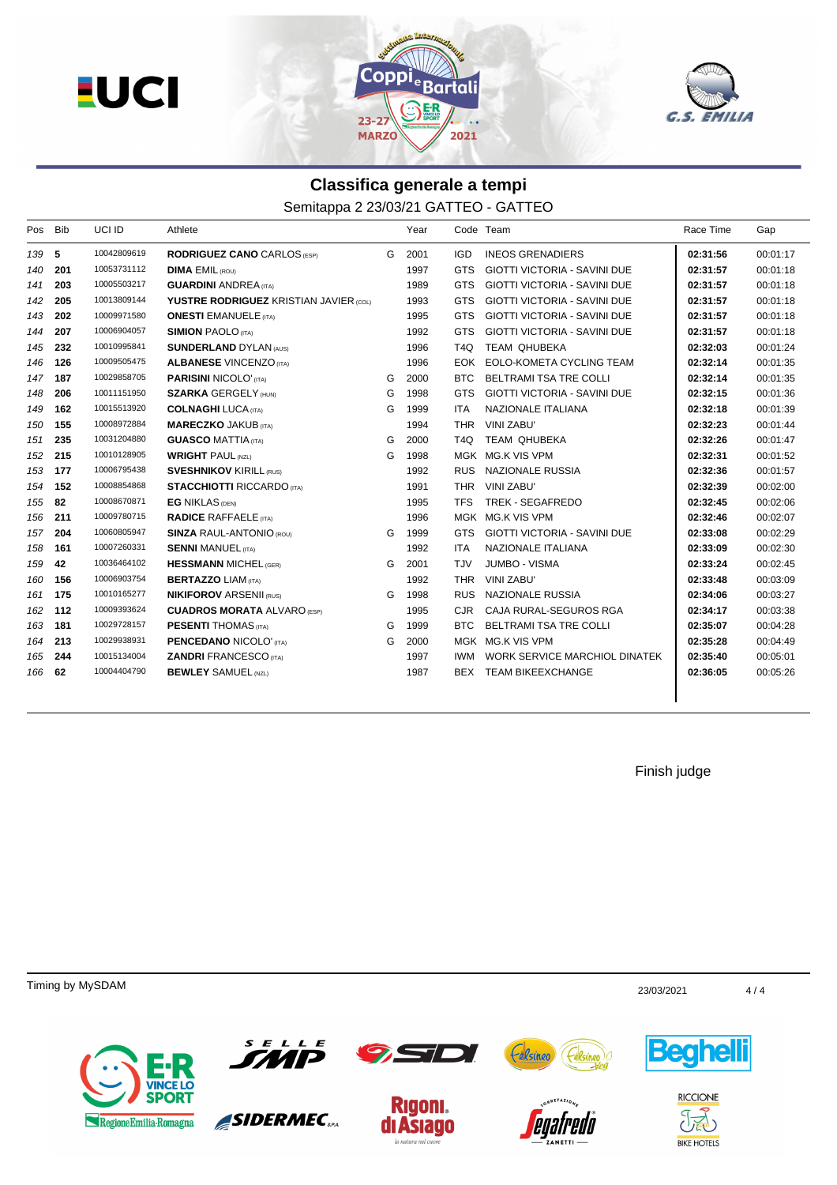## Classifica generale a tempi

Semitappa 2 23/03/21 GATTEO - GATTEO

| Pos | Bib | UCI ID | Athlete | | Year | Code | Team | Race Time | Gap |
|---|---|---|---|---|---|---|---|---|---|
| 139 | 5 | 10042809619 | **RODRIGUEZ CANO** CARLOS (ESP) | G | 2001 | IGD | INEOS GRENADIERS | **02:31:56** | 00:01:17 |
| 140 | 201 | 10053731112 | **DIMA** EMIL (ROU) | | 1997 | GTS | GIOTTI VICTORIA - SAVINI DUE | **02:31:57** | 00:01:18 |
| 141 | 203 | 10005503217 | **GUARDINI** ANDREA (ITA) | | 1989 | GTS | GIOTTI VICTORIA - SAVINI DUE | **02:31:57** | 00:01:18 |
| 142 | 205 | 10013809144 | **YUSTRE RODRIGUEZ** KRISTIAN JAVIER (COL) | | 1993 | GTS | GIOTTI VICTORIA - SAVINI DUE | **02:31:57** | 00:01:18 |
| 143 | 202 | 10009971580 | **ONESTI** EMANUELE (ITA) | | 1995 | GTS | GIOTTI VICTORIA - SAVINI DUE | **02:31:57** | 00:01:18 |
| 144 | 207 | 10006904057 | **SIMION** PAOLO (ITA) | | 1992 | GTS | GIOTTI VICTORIA - SAVINI DUE | **02:31:57** | 00:01:18 |
| 145 | 232 | 10010995841 | **SUNDERLAND** DYLAN (AUS) | | 1996 | T4Q | TEAM QHUBEKA | **02:32:03** | 00:01:24 |
| 146 | 126 | 10009505475 | **ALBANESE** VINCENZO (ITA) | | 1996 | EOK | EOLO-KOMETA CYCLING TEAM | **02:32:14** | 00:01:35 |
| 147 | 187 | 10029858705 | **PARISINI** NICOLO' (ITA) | G | 2000 | BTC | BELTRAMI TSA TRE COLLI | **02:32:14** | 00:01:35 |
| 148 | 206 | 10011151950 | **SZARKA** GERGELY (HUN) | G | 1998 | GTS | GIOTTI VICTORIA - SAVINI DUE | **02:32:15** | 00:01:36 |
| 149 | 162 | 10015513920 | **COLNAGHI** LUCA (ITA) | G | 1999 | ITA | NAZIONALE ITALIANA | **02:32:18** | 00:01:39 |
| 150 | 155 | 10008972884 | **MARECZKO** JAKUB (ITA) | | 1994 | THR | VINI ZABU' | **02:32:23** | 00:01:44 |
| 151 | 235 | 10031204880 | **GUASCO** MATTIA (ITA) | G | 2000 | T4Q | TEAM QHUBEKA | **02:32:26** | 00:01:47 |
| 152 | 215 | 10010128905 | **WRIGHT** PAUL (NZL) | G | 1998 | MGK | MG.K VIS VPM | **02:32:31** | 00:01:52 |
| 153 | 177 | 10006795438 | **SVESHNIKOV** KIRILL (RUS) | | 1992 | RUS | NAZIONALE RUSSIA | **02:32:36** | 00:01:57 |
| 154 | 152 | 10008854868 | **STACCHIOTTI** RICCARDO (ITA) | | 1991 | THR | VINI ZABU' | **02:32:39** | 00:02:00 |
| 155 | 82 | 10008670871 | **EG** NIKLAS (DEN) | | 1995 | TFS | TREK - SEGAFREDO | **02:32:45** | 00:02:06 |
| 156 | 211 | 10009780715 | **RADICE** RAFFAELE (ITA) | | 1996 | MGK | MG.K VIS VPM | **02:32:46** | 00:02:07 |
| 157 | 204 | 10060805947 | **SINZA** RAUL-ANTONIO (ROU) | G | 1999 | GTS | GIOTTI VICTORIA - SAVINI DUE | **02:33:08** | 00:02:29 |
| 158 | 161 | 10007260331 | **SENNI** MANUEL (ITA) | | 1992 | ITA | NAZIONALE ITALIANA | **02:33:09** | 00:02:30 |
| 159 | 42 | 10036464102 | **HESSMANN** MICHEL (GER) | G | 2001 | TJV | JUMBO - VISMA | **02:33:24** | 00:02:45 |
| 160 | 156 | 10006903754 | **BERTAZZO** LIAM (ITA) | | 1992 | THR | VINI ZABU' | **02:33:48** | 00:03:09 |
| 161 | 175 | 10010165277 | **NIKIFOROV** ARSENII (RUS) | G | 1998 | RUS | NAZIONALE RUSSIA | **02:34:06** | 00:03:27 |
| 162 | 112 | 10009393624 | **CUADROS MORATA** ALVARO (ESP) | | 1995 | CJR | CAJA RURAL-SEGUROS RGA | **02:34:17** | 00:03:38 |
| 163 | 181 | 10029728157 | **PESENTI** THOMAS (ITA) | G | 1999 | BTC | BELTRAMI TSA TRE COLLI | **02:35:07** | 00:04:28 |
| 164 | 213 | 10029938931 | **PENCEDANO** NICOLO' (ITA) | G | 2000 | MGK | MG.K VIS VPM | **02:35:28** | 00:04:49 |
| 165 | 244 | 10015134004 | **ZANDRI** FRANCESCO (ITA) | | 1997 | IWM | WORK SERVICE MARCHIOL DINATEK | **02:35:40** | 00:05:01 |
| 166 | 62 | 10004404790 | **BEWLEY** SAMUEL (NZL) | | 1987 | BEX | TEAM BIKEEXCHANGE | **02:36:05** | 00:05:26 |

Finish judge

Timing by MySDAM

23/03/2021